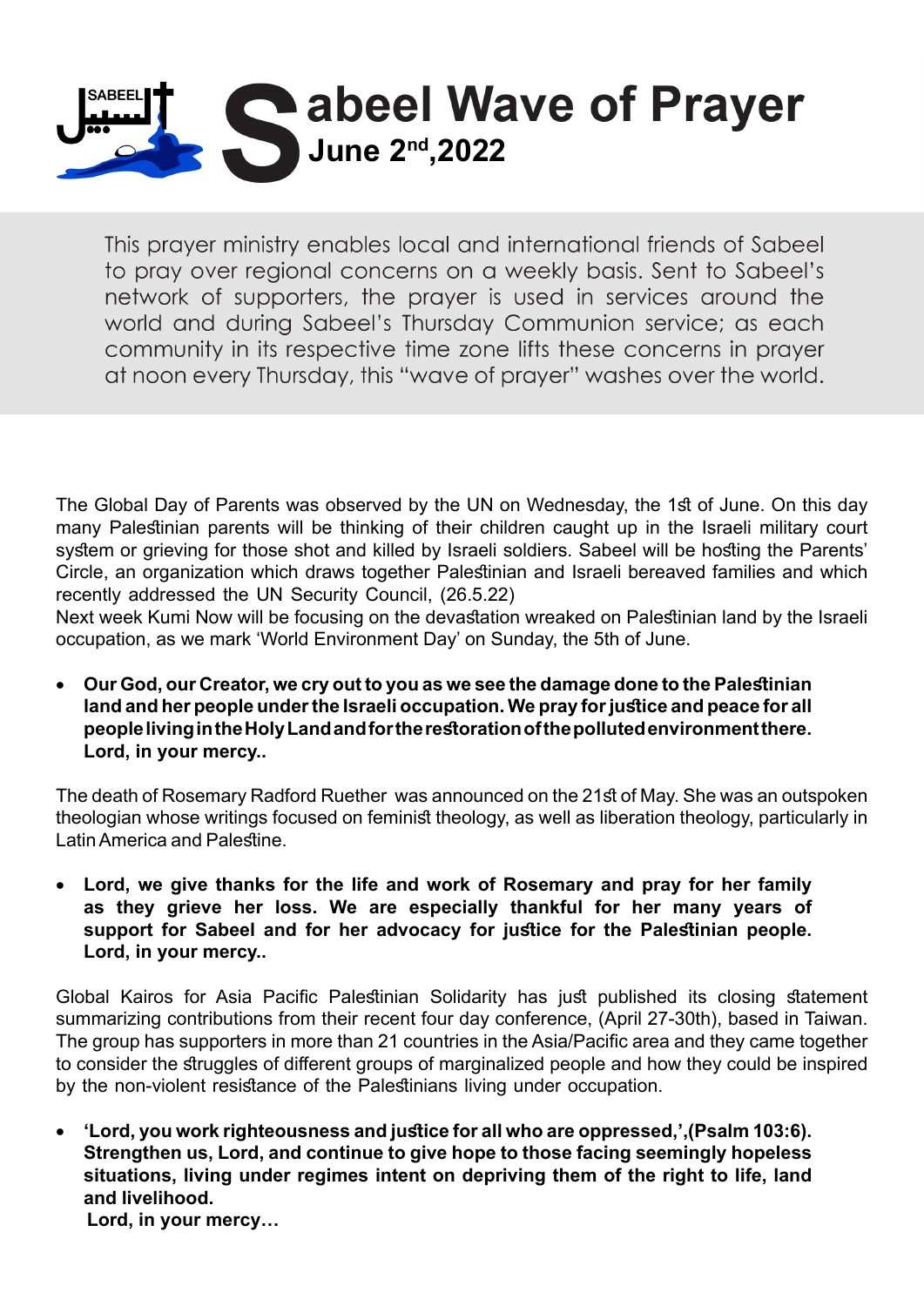# Sabeel Wave of Prayer

**June 2nd, 2022**

This prayer ministry enables local and international friends of Sabeel to pray over regional concerns on a weekly basis. Sent to Sabeel's network of supporters, the prayer is used in services around the world and during Sabeel's Thursday Communion service; as each community in its respective time zone lifts these concerns in prayer at noon every Thursday, this "wave of prayer" washes over the world.

The Global Day of Parents was observed by the UN on Wednesday, the 1st of June. On this day many Palestinian parents will be thinking of their children caught up in the Israeli military court system or grieving for those shot and killed by Israeli soldiers. Sabeel will be hosting the Parents' Circle, an organization which draws together Palestinian and Israeli bereaved families and which recently addressed the UN Security Council, (26.5.22)
Next week Kumi Now will be focusing on the devastation wreaked on Palestinian land by the Israeli occupation, as we mark 'World Environment Day' on Sunday, the 5th of June.

- **Our God, our Creator, we cry out to you as we see the damage done to the Palestinian land and her people under the Israeli occupation. We pray for justice and peace for all people living in the Holy Land and for the restoration of the polluted environment there. Lord, in your mercy..**

The death of Rosemary Radford Ruether was announced on the 21st of May. She was an outspoken theologian whose writings focused on feminist theology, as well as liberation theology, particularly in Latin America and Palestine.

- **Lord, we give thanks for the life and work of Rosemary and pray for her family as they grieve her loss. We are especially thankful for her many years of support for Sabeel and for her advocacy for justice for the Palestinian people. Lord, in your mercy..**

Global Kairos for Asia Pacific Palestinian Solidarity has just published its closing statement summarizing contributions from their recent four day conference, (April 27-30th), based in Taiwan. The group has supporters in more than 21 countries in the Asia/Pacific area and they came together to consider the struggles of different groups of marginalized people and how they could be inspired by the non-violent resistance of the Palestinians living under occupation.

- **'Lord, you work righteousness and justice for all who are oppressed,',(Psalm 103:6). Strengthen us, Lord, and continue to give hope to those facing seemingly hopeless situations, living under regimes intent on depriving them of the right to life, land and livelihood.**
  **Lord, in your mercy…**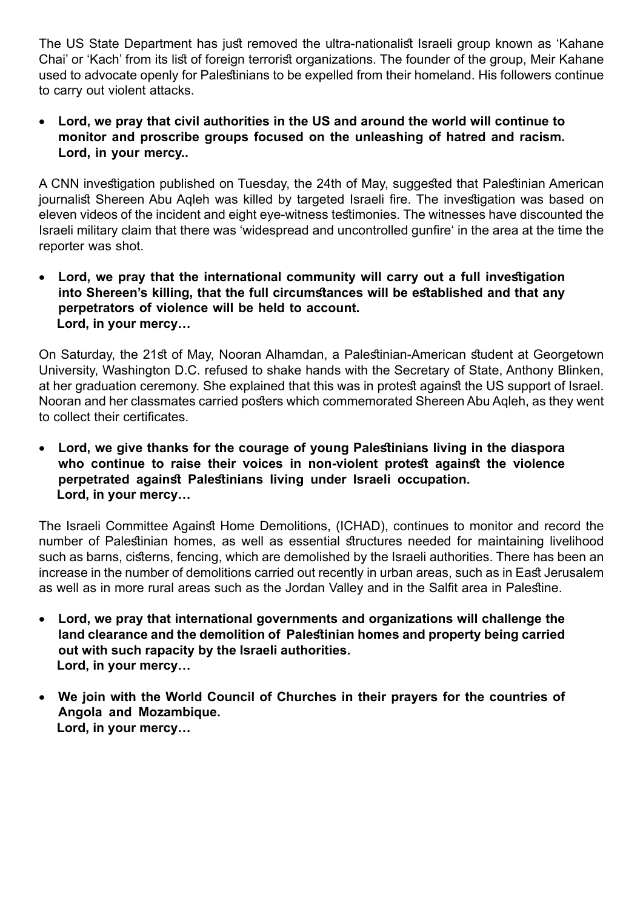The US State Department has just removed the ultra-nationalist Israeli group known as 'Kahane Chai' or 'Kach' from its list of foreign terrorist organizations. The founder of the group, Meir Kahane used to advocate openly for Palestinians to be expelled from their homeland. His followers continue to carry out violent attacks.

- **Lord, we pray that civil authorities in the US and around the world will continue to monitor and proscribe groups focused on the unleashing of hatred and racism. Lord, in your mercy..**

A CNN investigation published on Tuesday, the 24th of May, suggested that Palestinian American journalist Shereen Abu Aqleh was killed by targeted Israeli fire. The investigation was based on eleven videos of the incident and eight eye-witness testimonies. The witnesses have discounted the Israeli military claim that there was 'widespread and uncontrolled gunfire' in the area at the time the reporter was shot.

- **Lord, we pray that the international community will carry out a full investigation into Shereen's killing, that the full circumstances will be established and that any perpetrators of violence will be held to account.**
  **Lord, in your mercy…**

On Saturday, the 21st of May, Nooran Alhamdan, a Palestinian-American student at Georgetown University, Washington D.C. refused to shake hands with the Secretary of State, Anthony Blinken, at her graduation ceremony. She explained that this was in protest against the US support of Israel. Nooran and her classmates carried posters which commemorated Shereen Abu Aqleh, as they went to collect their certificates.

- **Lord, we give thanks for the courage of young Palestinians living in the diaspora who continue to raise their voices in non-violent protest against the violence perpetrated against Palestinians living under Israeli occupation.**
  **Lord, in your mercy…**

The Israeli Committee Against Home Demolitions, (ICHAD), continues to monitor and record the number of Palestinian homes, as well as essential structures needed for maintaining livelihood such as barns, cisterns, fencing, which are demolished by the Israeli authorities. There has been an increase in the number of demolitions carried out recently in urban areas, such as in East Jerusalem as well as in more rural areas such as the Jordan Valley and in the Salfit area in Palestine.

- **Lord, we pray that international governments and organizations will challenge the land clearance and the demolition of Palestinian homes and property being carried out with such rapacity by the Israeli authorities.**
  **Lord, in your mercy…**

- **We join with the World Council of Churches in their prayers for the countries of Angola and Mozambique.**
  **Lord, in your mercy…**